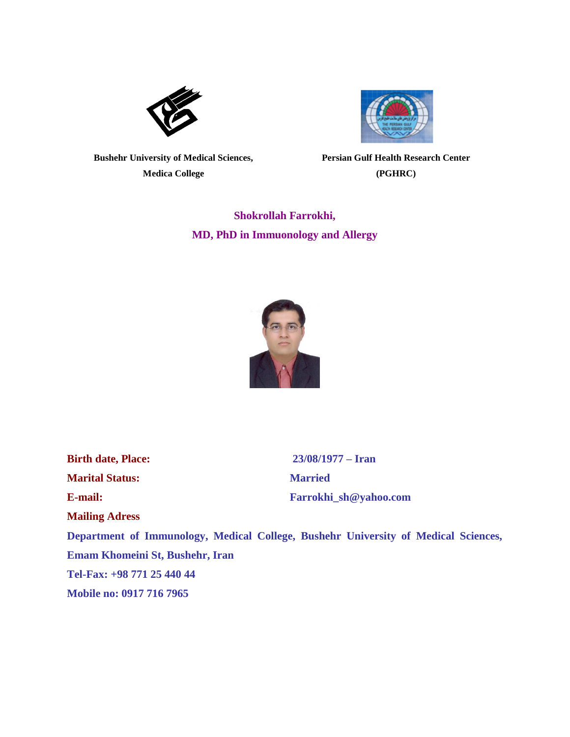**Bushehr University of Medical Sciences,**
**Medica College**

**Persian Gulf Health Research Center**
**(PGHRC)**

# Shokrollah Farrokhi,
## MD, PhD in Immuonology and Allergy

**Birth date, Place:** 23/08/1977 – Iran

**Marital Status:** Married

**E-mail:** Farrokhi_sh@yahoo.com

**Mailing Adress**

**Department of Immunology, Medical College, Bushehr University of Medical Sciences, Emam Khomeini St, Bushehr, Iran**

**Tel-Fax: +98 771 25 440 44**

**Mobile no: 0917 716 7965**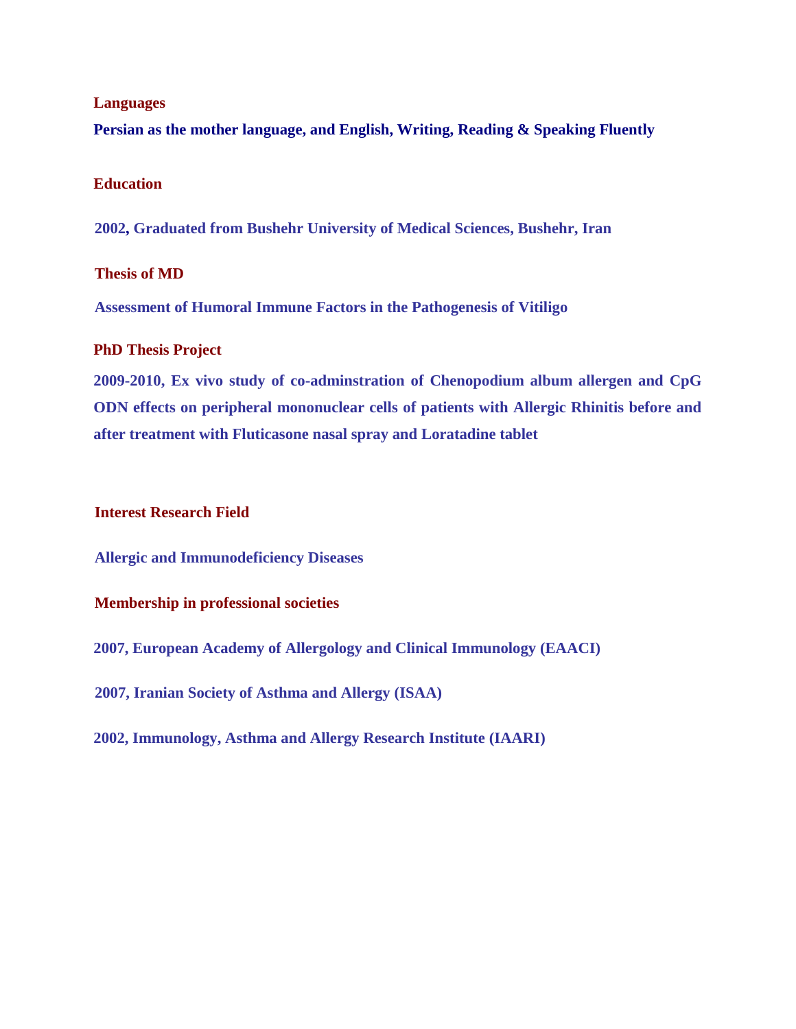## Languages

**Persian as the mother language, and English, Writing, Reading & Speaking Fluently**

## Education

**2002, Graduated from Bushehr University of Medical Sciences, Bushehr, Iran**

## Thesis of MD

**Assessment of Humoral Immune Factors in the Pathogenesis of Vitiligo**

## PhD Thesis Project

**2009-2010, Ex vivo study of co-adminstration of Chenopodium album allergen and CpG ODN effects on peripheral mononuclear cells of patients with Allergic Rhinitis before and after treatment with Fluticasone nasal spray and Loratadine tablet**

## Interest Research Field

**Allergic and Immunodeficiency Diseases**

## Membership in professional societies

**2007, European Academy of Allergology and Clinical Immunology (EAACI)**

**2007, Iranian Society of Asthma and Allergy (ISAA)**

**2002, Immunology, Asthma and Allergy Research Institute (IAARI)**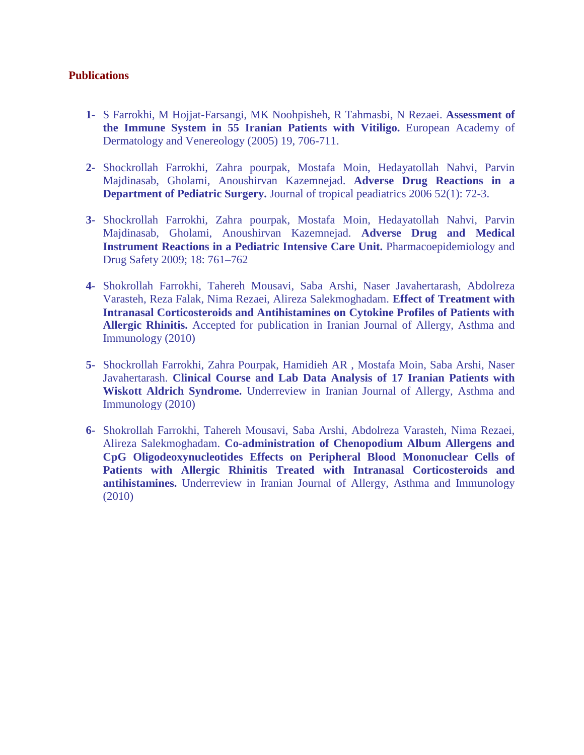## Publications

1- S Farrokhi, M Hojjat-Farsangi, MK Noohpisheh, R Tahmasbi, N Rezaei. **Assessment of the Immune System in 55 Iranian Patients with Vitiligo.** European Academy of Dermatology and Venereology (2005) 19, 706-711.

2- Shockrollah Farrokhi, Zahra pourpak, Mostafa Moin, Hedayatollah Nahvi, Parvin Majdinasab, Gholami, Anoushirvan Kazemnejad. **Adverse Drug Reactions in a Department of Pediatric Surgery.** Journal of tropical peadiatrics 2006 52(1): 72-3.

3- Shockrollah Farrokhi, Zahra pourpak, Mostafa Moin, Hedayatollah Nahvi, Parvin Majdinasab, Gholami, Anoushirvan Kazemnejad. **Adverse Drug and Medical Instrument Reactions in a Pediatric Intensive Care Unit.** Pharmacoepidemiology and Drug Safety 2009; 18: 761–762

4- Shokrollah Farrokhi, Tahereh Mousavi, Saba Arshi, Naser Javahertarash, Abdolreza Varasteh, Reza Falak, Nima Rezaei, Alireza Salekmoghadam. **Effect of Treatment with Intranasal Corticosteroids and Antihistamines on Cytokine Profiles of Patients with Allergic Rhinitis.** Accepted for publication in Iranian Journal of Allergy, Asthma and Immunology (2010)

5- Shockrollah Farrokhi, Zahra Pourpak, Hamidieh AR , Mostafa Moin, Saba Arshi, Naser Javahertarash. **Clinical Course and Lab Data Analysis of 17 Iranian Patients with Wiskott Aldrich Syndrome.** Underreview in Iranian Journal of Allergy, Asthma and Immunology (2010)

6- Shokrollah Farrokhi, Tahereh Mousavi, Saba Arshi, Abdolreza Varasteh, Nima Rezaei, Alireza Salekmoghadam. **Co-administration of Chenopodium Album Allergens and CpG Oligodeoxynucleotides Effects on Peripheral Blood Mononuclear Cells of Patients with Allergic Rhinitis Treated with Intranasal Corticosteroids and antihistamines.** Underreview in Iranian Journal of Allergy, Asthma and Immunology (2010)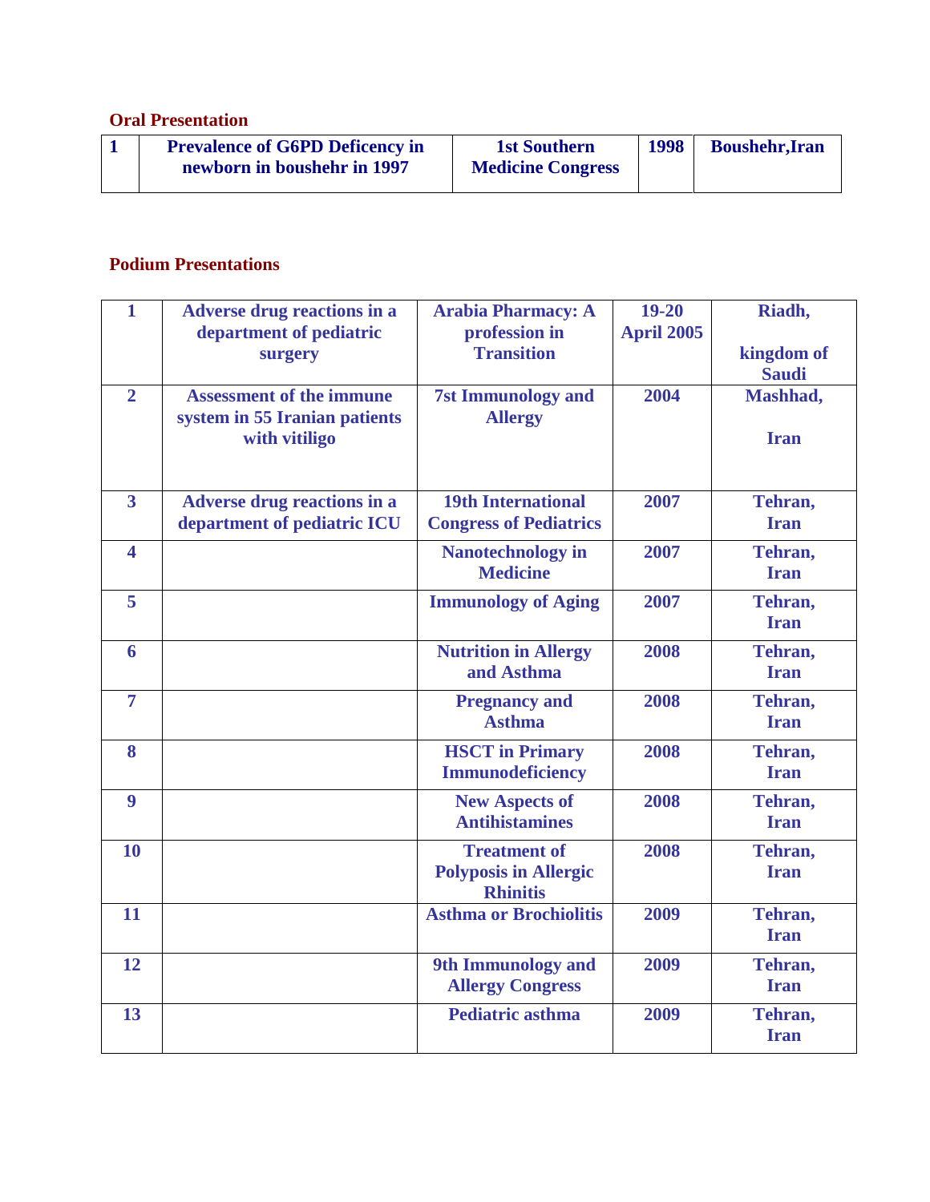### Oral Presentation

| 1 | Prevalence of G6PD Deficency in newborn in boushehr in 1997 | 1st Southern Medicine Congress | 1998 | Boushehr,Iran |
|---|---|---|---|---|

### Podium Presentations

| 1 | Adverse drug reactions in a department of pediatric surgery | Arabia Pharmacy: A profession in Transition | 19-20 April 2005 | Riadh, kingdom of Saudi |
|---|---|---|---|---|
| 2 | Assessment of the immune system in 55 Iranian patients with vitiligo | 7st Immunology and Allergy | 2004 | Mashhad, Iran |
| 3 | Adverse drug reactions in a department of pediatric ICU | 19th International Congress of Pediatrics | 2007 | Tehran, Iran |
| 4 | | Nanotechnology in Medicine | 2007 | Tehran, Iran |
| 5 | | Immunology of Aging | 2007 | Tehran, Iran |
| 6 | | Nutrition in Allergy and Asthma | 2008 | Tehran, Iran |
| 7 | | Pregnancy and Asthma | 2008 | Tehran, Iran |
| 8 | | HSCT in Primary Immunodeficiency | 2008 | Tehran, Iran |
| 9 | | New Aspects of Antihistamines | 2008 | Tehran, Iran |
| 10 | | Treatment of Polyposis in Allergic Rhinitis | 2008 | Tehran, Iran |
| 11 | | Asthma or Brochiolitis | 2009 | Tehran, Iran |
| 12 | | 9th Immunology and Allergy Congress | 2009 | Tehran, Iran |
| 13 | | Pediatric asthma | 2009 | Tehran, Iran |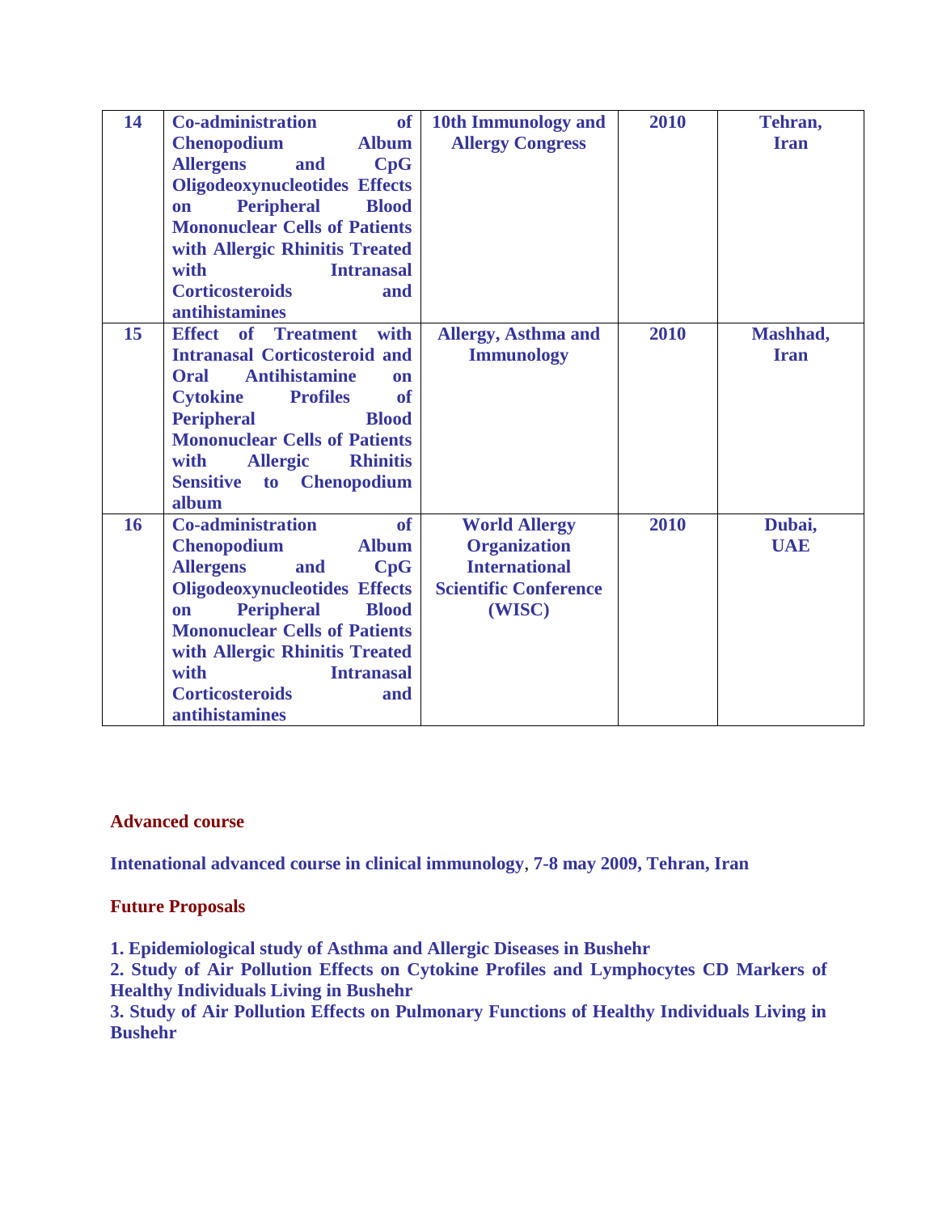| | | | | |
|---|---|---|---|---|
| 14 | Co-administration of Chenopodium Album Allergens and CpG Oligodeoxynucleotides Effects on Peripheral Blood Mononuclear Cells of Patients with Allergic Rhinitis Treated with Intranasal Corticosteroids and antihistamines | 10th Immunology and Allergy Congress | 2010 | Tehran, Iran |
| 15 | Effect of Treatment with Intranasal Corticosteroid and Oral Antihistamine on Cytokine Profiles of Peripheral Blood Mononuclear Cells of Patients with Allergic Rhinitis Sensitive to Chenopodium album | Allergy, Asthma and Immunology | 2010 | Mashhad, Iran |
| 16 | Co-administration of Chenopodium Album Allergens and CpG Oligodeoxynucleotides Effects on Peripheral Blood Mononuclear Cells of Patients with Allergic Rhinitis Treated with Intranasal Corticosteroids and antihistamines | World Allergy Organization International Scientific Conference (WISC) | 2010 | Dubai, UAE |

**Advanced course**

**Intenational advanced course in clinical immunology, 7-8 may 2009, Tehran, Iran**

**Future Proposals**

**1. Epidemiological study of Asthma and Allergic Diseases in Bushehr**
**2. Study of Air Pollution Effects on Cytokine Profiles and Lymphocytes CD Markers of Healthy Individuals Living in Bushehr**
**3. Study of Air Pollution Effects on Pulmonary Functions of Healthy Individuals Living in Bushehr**